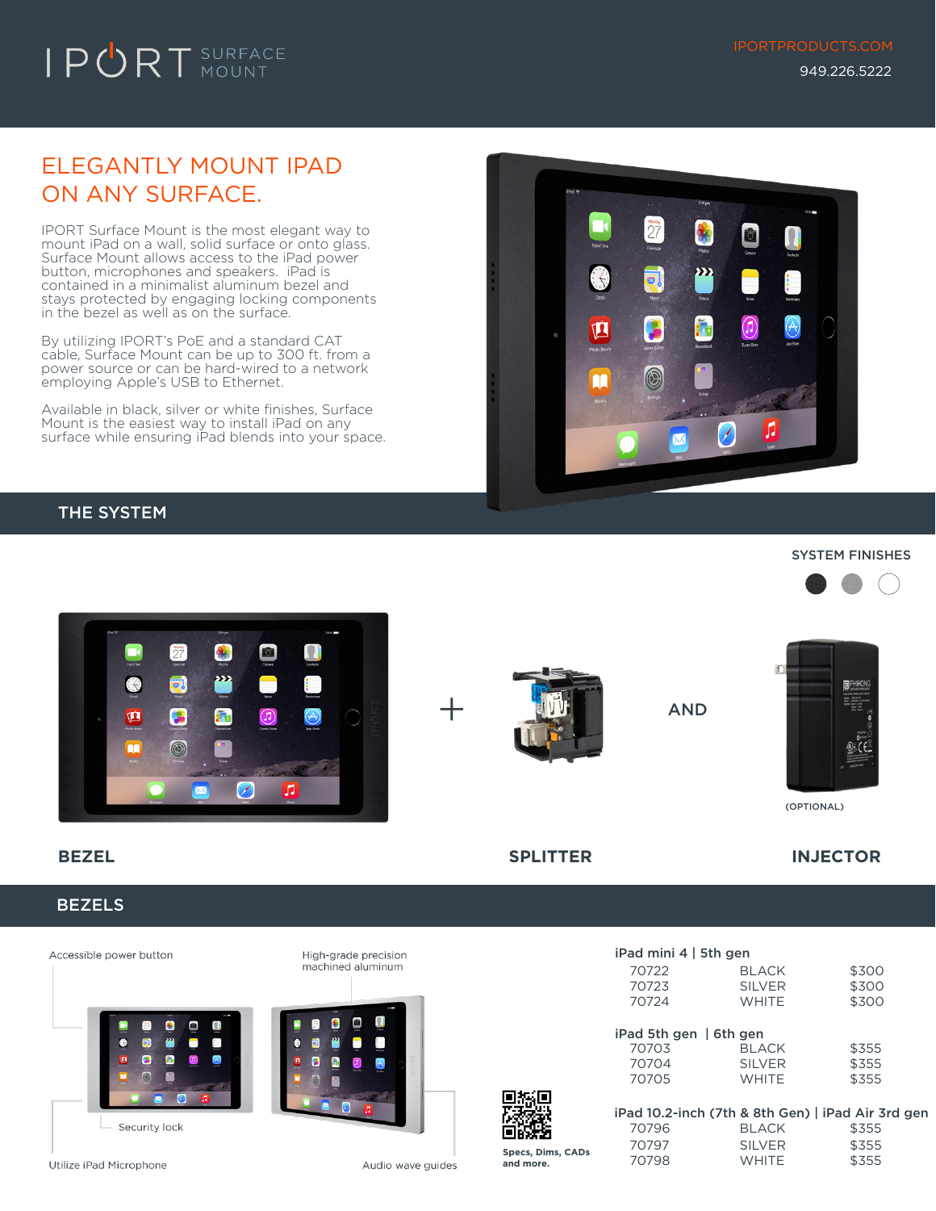IPORT SURFACE MOUNT

IPORTPRODUCTS.COM
949.226.5222

# ELEGANTLY MOUNT IPAD ON ANY SURFACE.

IPORT Surface Mount is the most elegant way to mount iPad on a wall, solid surface or onto glass. Surface Mount allows access to the iPad power button, microphones and speakers. iPad is contained in a minimalist aluminum bezel and stays protected by engaging locking components in the bezel as well as on the surface.

By utilizing IPORT's PoE and a standard CAT cable, Surface Mount can be up to 300 ft. from a power source or can be hard-wired to a network employing Apple's USB to Ethernet.

Available in black, silver or white finishes, Surface Mount is the easiest way to install iPad on any surface while ensuring iPad blends into your space.

## THE SYSTEM

SYSTEM FINISHES

BEZEL + SPLITTER AND INJECTOR (OPTIONAL)

## BEZELS

Accessible power button

High-grade precision machined aluminum

Security lock

Utilize iPad Microphone

Audio wave guides

Specs, Dims, CADs and more.

| iPad mini 4 \| 5th gen | | |
|---|---|---|
| 70722 | BLACK | $300 |
| 70723 | SILVER | $300 |
| 70724 | WHITE | $300 |

| iPad 5th gen \| 6th gen | | |
|---|---|---|
| 70703 | BLACK | $355 |
| 70704 | SILVER | $355 |
| 70705 | WHITE | $355 |

| iPad 10.2-inch (7th & 8th Gen) \| iPad Air 3rd gen | | |
|---|---|---|
| 70796 | BLACK | $355 |
| 70797 | SILVER | $355 |
| 70798 | WHITE | $355 |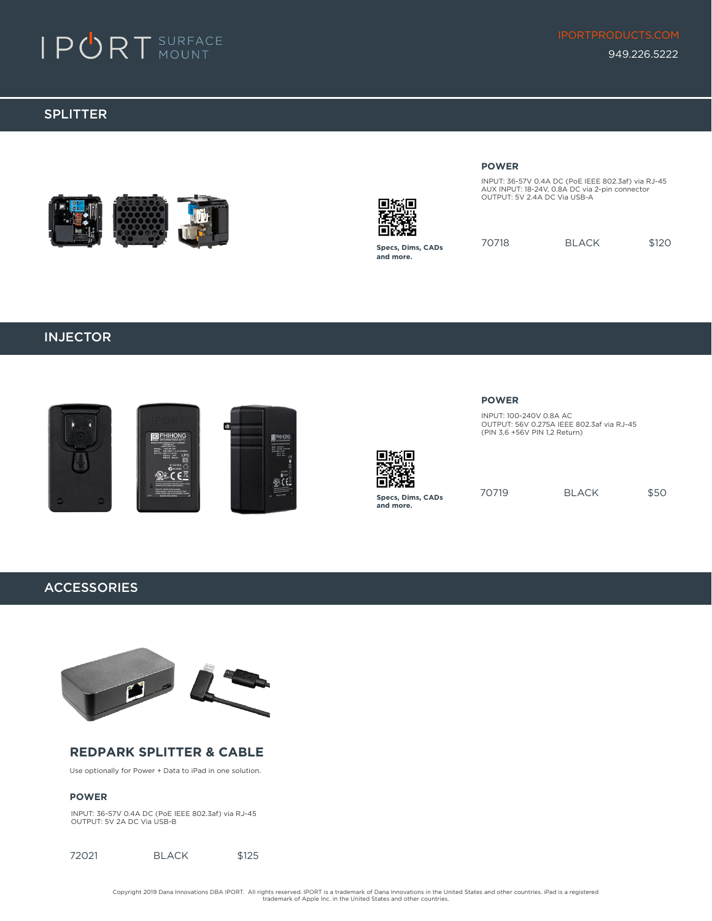IPORT SURFACE MOUNT

IPORTPRODUCTS.COM

949.226.5222

## SPLITTER

Specs, Dims, CADs and more.

**POWER**

INPUT: 36-57V 0.4A DC (PoE IEEE 802.3af) via RJ-45
AUX INPUT: 18-24V, 0.8A DC via 2-pin connector
OUTPUT: 5V 2.4A DC Via USB-A

| | | |
|---|---|---|
| 70718 | BLACK | $120 |

## INJECTOR

Specs, Dims, CADs and more.

**POWER**

INPUT: 100-240V 0.8A AC
OUTPUT: 56V 0.275A IEEE 802.3af via RJ-45
(PIN 3,6 +56V PIN 1,2 Return)

| | | |
|---|---|---|
| 70719 | BLACK | $50 |

## ACCESSORIES

### REDPARK SPLITTER & CABLE

Use optionally for Power + Data to iPad in one solution.

**POWER**

INPUT: 36-57V 0.4A DC (PoE IEEE 802.3af) via RJ-45
OUTPUT: 5V 2A DC Via USB-B

| | | |
|---|---|---|
| 72021 | BLACK | $125 |

Copyright 2019 Dana Innovations DBA IPORT. All rights reserved. IPORT is a trademark of Dana Innovations in the United States and other countries. iPad is a registered trademark of Apple Inc. in the United States and other countries.